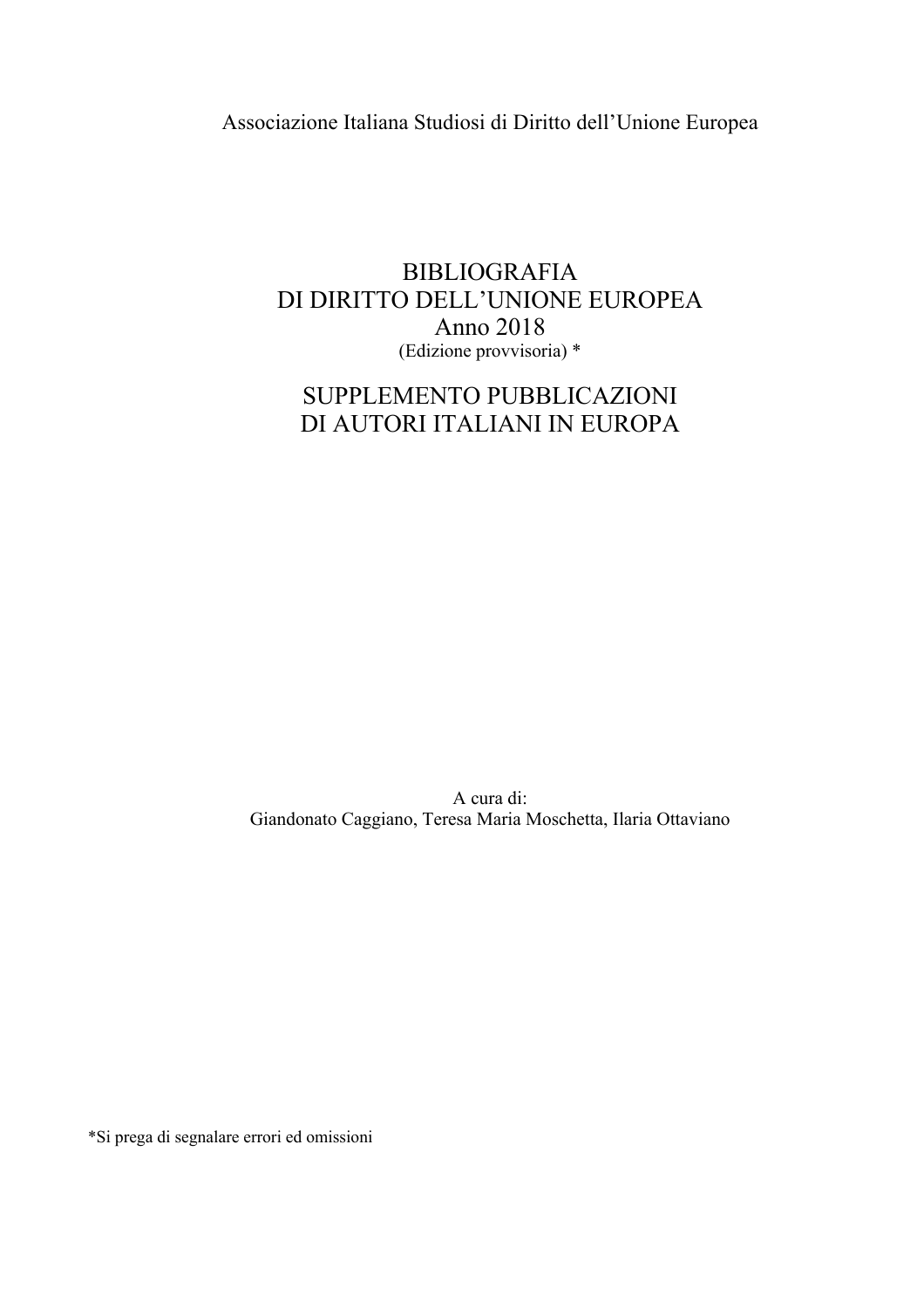Associazione Italiana Studiosi di Diritto dell’Unione Europea

# BIBLIOGRAFIA
# DI DIRITTO DELL’UNIONE EUROPEA
# Anno 2018

(Edizione provvisoria) *

# SUPPLEMENTO PUBBLICAZIONI
# DI AUTORI ITALIANI IN EUROPA

A cura di:
Giandonato Caggiano, Teresa Maria Moschetta, Ilaria Ottaviano

*Si prega di segnalare errori ed omissioni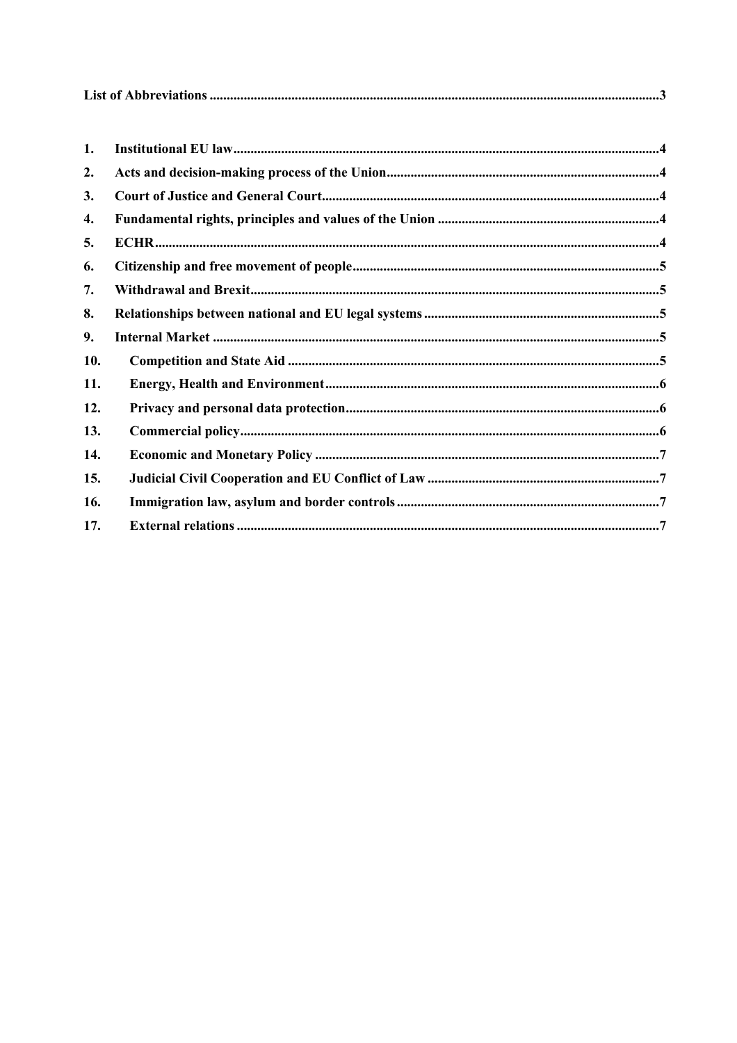**List of Abbreviations** .......... 3

1. **Institutional EU law** .......... 4
2. **Acts and decision-making process of the Union** .......... 4
3. **Court of Justice and General Court** .......... 4
4. **Fundamental rights, principles and values of the Union** .......... 4
5. **ECHR** .......... 4
6. **Citizenship and free movement of people** .......... 5
7. **Withdrawal and Brexit** .......... 5
8. **Relationships between national and EU legal systems** .......... 5
9. **Internal Market** .......... 5
10. **Competition and State Aid** .......... 5
11. **Energy, Health and Environment** .......... 6
12. **Privacy and personal data protection** .......... 6
13. **Commercial policy** .......... 6
14. **Economic and Monetary Policy** .......... 7
15. **Judicial Civil Cooperation and EU Conflict of Law** .......... 7
16. **Immigration law, asylum and border controls** .......... 7
17. **External relations** .......... 7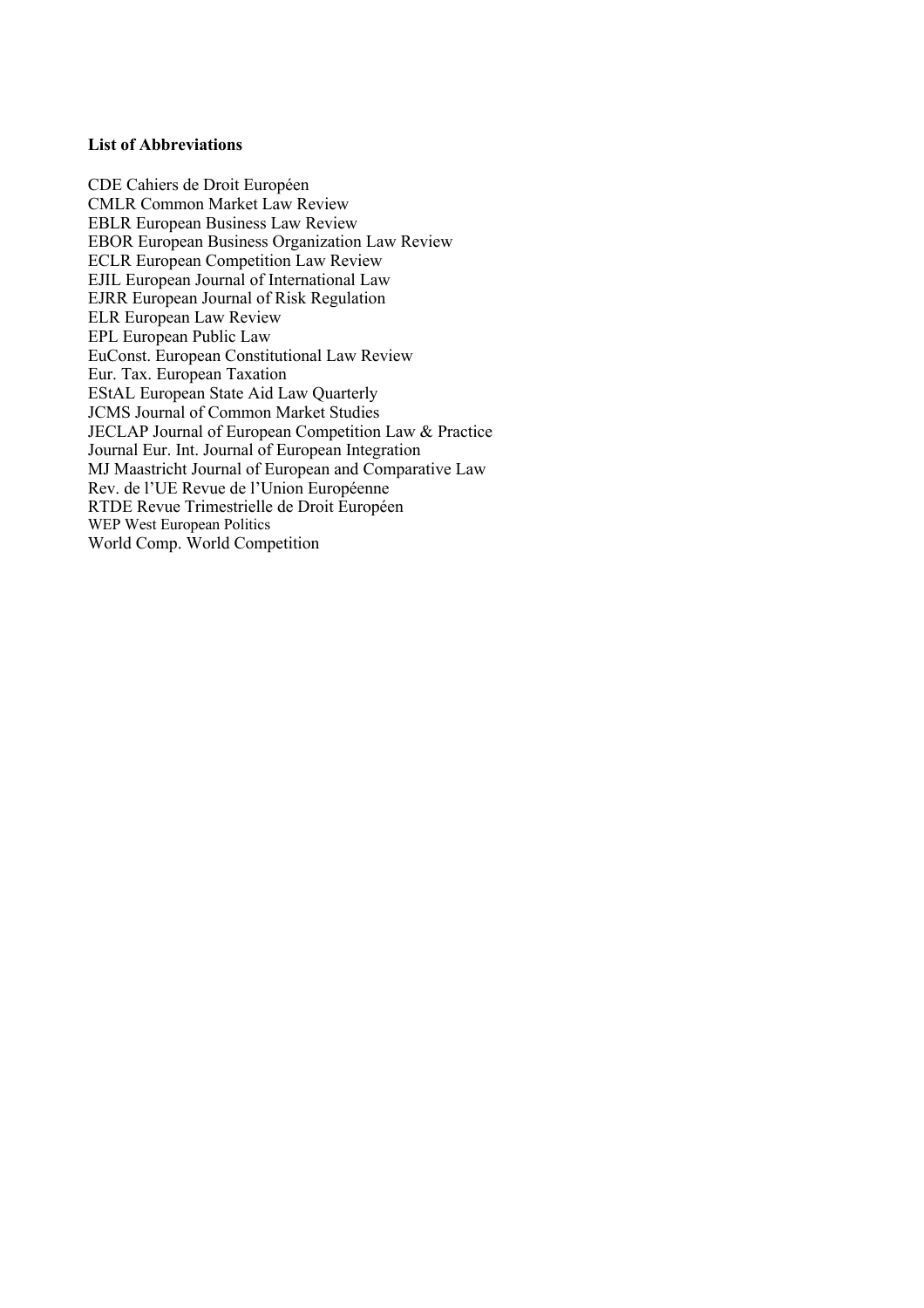**List of Abbreviations**

CDE Cahiers de Droit Européen
CMLR Common Market Law Review
EBLR European Business Law Review
EBOR European Business Organization Law Review
ECLR European Competition Law Review
EJIL European Journal of International Law
EJRR European Journal of Risk Regulation
ELR European Law Review
EPL European Public Law
EuConst. European Constitutional Law Review
Eur. Tax. European Taxation
EStAL European State Aid Law Quarterly
JCMS Journal of Common Market Studies
JECLAP Journal of European Competition Law & Practice
Journal Eur. Int. Journal of European Integration
MJ Maastricht Journal of European and Comparative Law
Rev. de l'UE Revue de l'Union Européenne
RTDE Revue Trimestrielle de Droit Européen
WEP West European Politics
World Comp. World Competition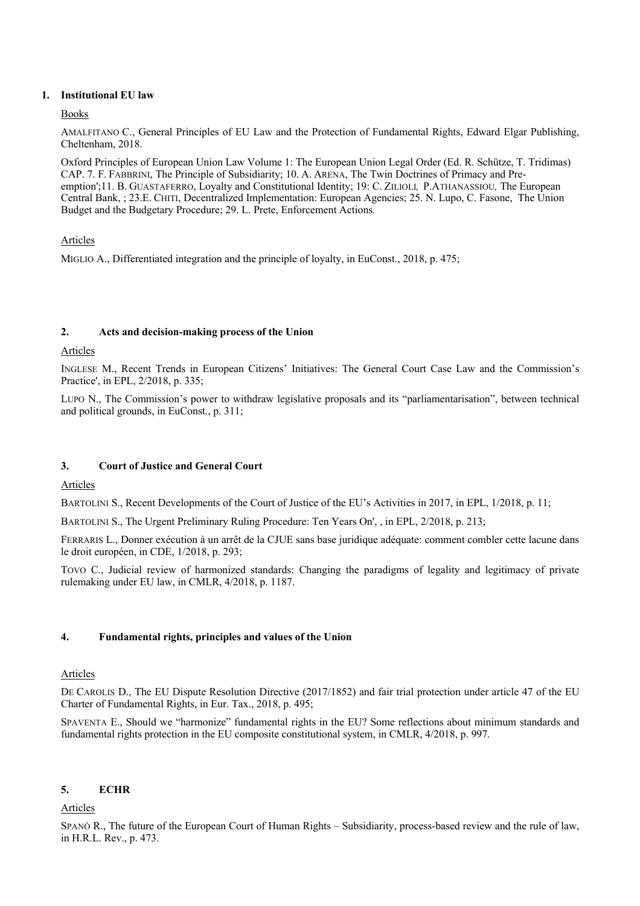## 1. Institutional EU law

Books

AMALFITANO C., General Principles of EU Law and the Protection of Fundamental Rights, Edward Elgar Publishing, Cheltenham, 2018.

Oxford Principles of European Union Law Volume 1: The European Union Legal Order (Ed. R. Schütze, T. Tridimas) CAP. 7. F. FABBRINI, The Principle of Subsidiarity; 10. A. ARENA, The Twin Doctrines of Primacy and Pre-emption';11. B. GUASTAFERRO, Loyalty and Constitutional Identity; 19: C. ZILIOLI, P.ATHANASSIOU, The European Central Bank, ; 23.E. CHITI, Decentralized Implementation: European Agencies; 25. N. Lupo, C. Fasone, The Union Budget and the Budgetary Procedure; 29. L. Prete, Enforcement Actions.

Articles

MIGLIO A., Differentiated integration and the principle of loyalty, in EuConst., 2018, p. 475;

## 2. Acts and decision-making process of the Union

Articles

INGLESE M., Recent Trends in European Citizens' Initiatives: The General Court Case Law and the Commission's Practice', in EPL, 2/2018, p. 335;

LUPO N., The Commission's power to withdraw legislative proposals and its "parliamentarisation", between technical and political grounds, in EuConst., p. 311;

## 3. Court of Justice and General Court

Articles

BARTOLINI S., Recent Developments of the Court of Justice of the EU's Activities in 2017, in EPL, 1/2018, p. 11;

BARTOLINI S., The Urgent Preliminary Ruling Procedure: Ten Years On', , in EPL, 2/2018, p. 213;

FERRARIS L., Donner exécution à un arrêt de la CJUE sans base juridique adéquate: comment combler cette lacune dans le droit européen, in CDE, 1/2018, p. 293;

TOVO C., Judicial review of harmonized standards: Changing the paradigms of legality and legitimacy of private rulemaking under EU law, in CMLR, 4/2018, p. 1187.

## 4. Fundamental rights, principles and values of the Union

Articles

DE CAROLIS D., The EU Dispute Resolution Directive (2017/1852) and fair trial protection under article 47 of the EU Charter of Fundamental Rights, in Eur. Tax., 2018, p. 495;

SPAVENTA E., Should we "harmonize" fundamental rights in the EU? Some reflections about minimum standards and fundamental rights protection in the EU composite constitutional system, in CMLR, 4/2018, p. 997.

## 5. ECHR

Articles

SPANÒ R., The future of the European Court of Human Rights – Subsidiarity, process-based review and the rule of law, in H.R.L. Rev., p. 473.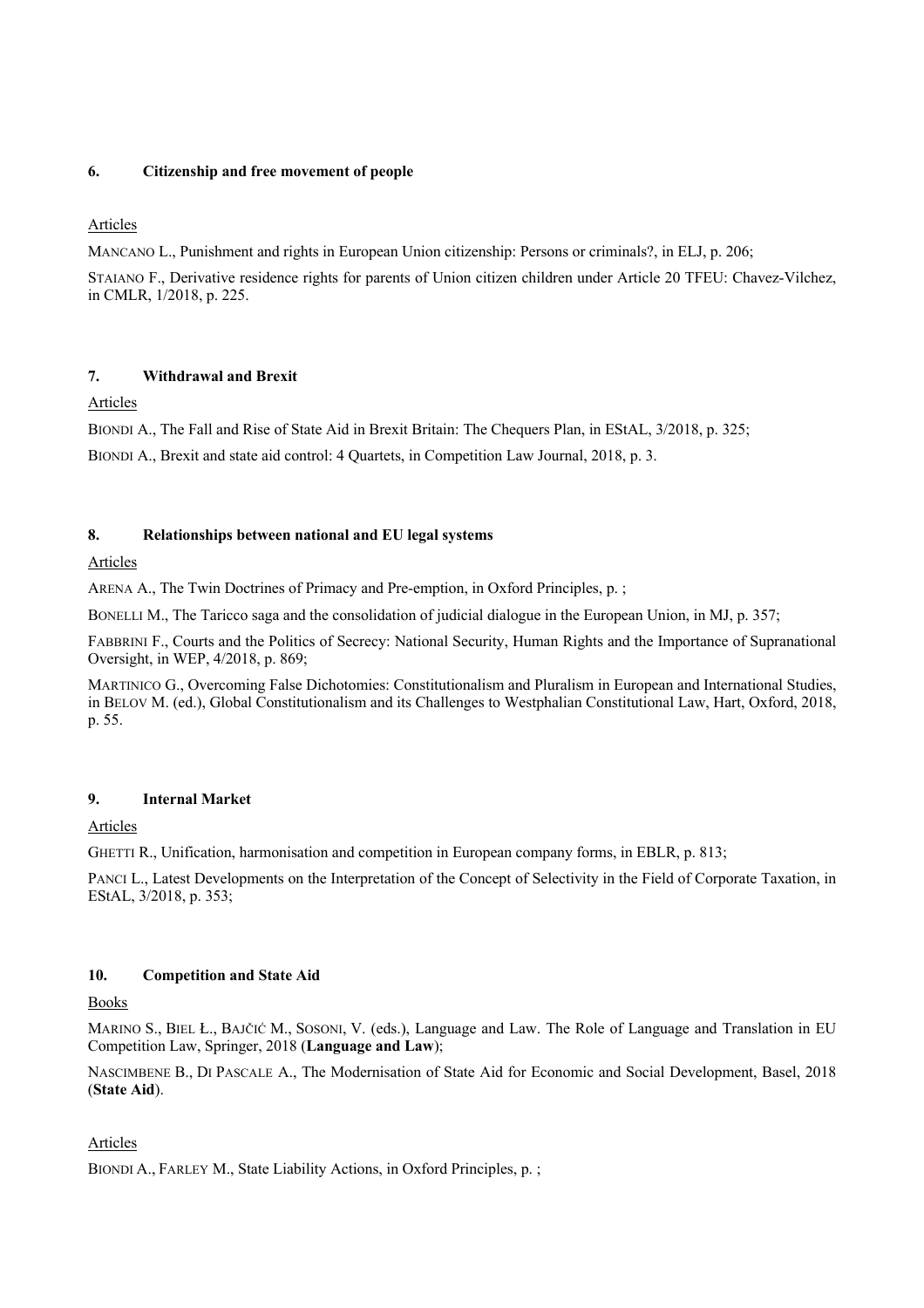### 6. Citizenship and free movement of people

Articles

MANCANO L., Punishment and rights in European Union citizenship: Persons or criminals?, in ELJ, p. 206;

STAIANO F., Derivative residence rights for parents of Union citizen children under Article 20 TFEU: Chavez-Vilchez, in CMLR, 1/2018, p. 225.

### 7. Withdrawal and Brexit

Articles

BIONDI A., The Fall and Rise of State Aid in Brexit Britain: The Chequers Plan, in EStAL, 3/2018, p. 325;

BIONDI A., Brexit and state aid control: 4 Quartets, in Competition Law Journal, 2018, p. 3.

### 8. Relationships between national and EU legal systems

Articles

ARENA A., The Twin Doctrines of Primacy and Pre-emption, in Oxford Principles, p. ;

BONELLI M., The Taricco saga and the consolidation of judicial dialogue in the European Union, in MJ, p. 357;

FABBRINI F., Courts and the Politics of Secrecy: National Security, Human Rights and the Importance of Supranational Oversight, in WEP, 4/2018, p. 869;

MARTINICO G., Overcoming False Dichotomies: Constitutionalism and Pluralism in European and International Studies, in BELOV M. (ed.), Global Constitutionalism and its Challenges to Westphalian Constitutional Law, Hart, Oxford, 2018, p. 55.

### 9. Internal Market

Articles

GHETTI R., Unification, harmonisation and competition in European company forms, in EBLR, p. 813;

PANCI L., Latest Developments on the Interpretation of the Concept of Selectivity in the Field of Corporate Taxation, in EStAL, 3/2018, p. 353;

### 10. Competition and State Aid

Books

MARINO S., BIEL Ł., BAJČIĆ M., SOSONI, V. (eds.), Language and Law. The Role of Language and Translation in EU Competition Law, Springer, 2018 (**Language and Law**);

NASCIMBENE B., DI PASCALE A., The Modernisation of State Aid for Economic and Social Development, Basel, 2018 (**State Aid**).

Articles

BIONDI A., FARLEY M., State Liability Actions, in Oxford Principles, p. ;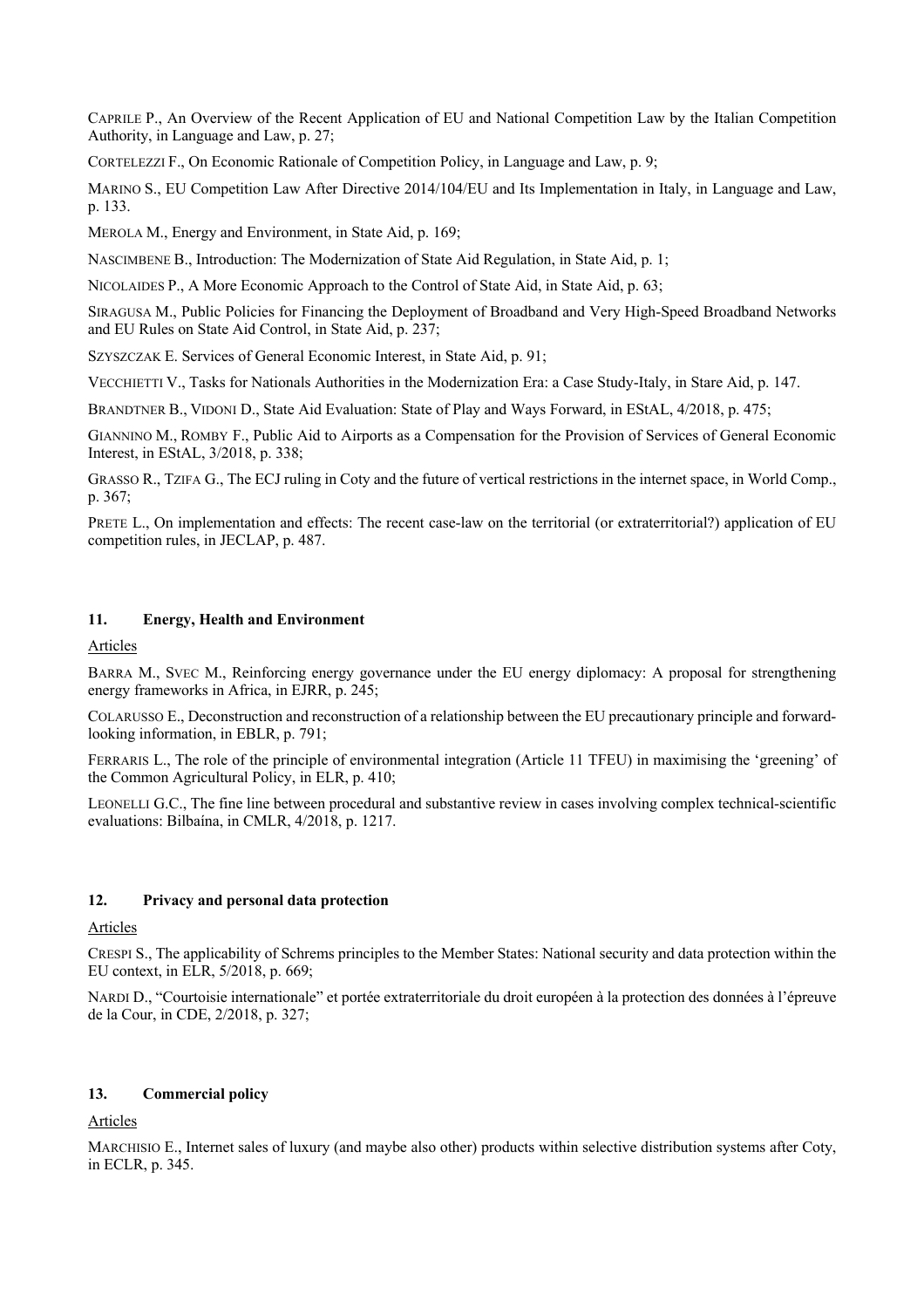CAPRILE P., An Overview of the Recent Application of EU and National Competition Law by the Italian Competition Authority, in Language and Law, p. 27;

CORTELEZZI F., On Economic Rationale of Competition Policy, in Language and Law, p. 9;

MARINO S., EU Competition Law After Directive 2014/104/EU and Its Implementation in Italy, in Language and Law, p. 133.

MEROLA M., Energy and Environment, in State Aid, p. 169;

NASCIMBENE B., Introduction: The Modernization of State Aid Regulation, in State Aid, p. 1;

NICOLAIDES P., A More Economic Approach to the Control of State Aid, in State Aid, p. 63;

SIRAGUSA M., Public Policies for Financing the Deployment of Broadband and Very High-Speed Broadband Networks and EU Rules on State Aid Control, in State Aid, p. 237;

SZYSZCZAK E. Services of General Economic Interest, in State Aid, p. 91;

VECCHIETTI V., Tasks for Nationals Authorities in the Modernization Era: a Case Study-Italy, in Stare Aid, p. 147.

BRANDTNER B., VIDONI D., State Aid Evaluation: State of Play and Ways Forward, in EStAL, 4/2018, p. 475;

GIANNINO M., ROMBY F., Public Aid to Airports as a Compensation for the Provision of Services of General Economic Interest, in EStAL, 3/2018, p. 338;

GRASSO R., TZIFA G., The ECJ ruling in Coty and the future of vertical restrictions in the internet space, in World Comp., p. 367;

PRETE L., On implementation and effects: The recent case-law on the territorial (or extraterritorial?) application of EU competition rules, in JECLAP, p. 487.

### 11. Energy, Health and Environment

Articles

BARRA M., SVEC M., Reinforcing energy governance under the EU energy diplomacy: A proposal for strengthening energy frameworks in Africa, in EJRR, p. 245;

COLARUSSO E., Deconstruction and reconstruction of a relationship between the EU precautionary principle and forward-looking information, in EBLR, p. 791;

FERRARIS L., The role of the principle of environmental integration (Article 11 TFEU) in maximising the 'greening' of the Common Agricultural Policy, in ELR, p. 410;

LEONELLI G.C., The fine line between procedural and substantive review in cases involving complex technical-scientific evaluations: Bilbaína, in CMLR, 4/2018, p. 1217.

### 12. Privacy and personal data protection

Articles

CRESPI S., The applicability of Schrems principles to the Member States: National security and data protection within the EU context, in ELR, 5/2018, p. 669;

NARDI D., "Courtoisie internationale" et portée extraterritoriale du droit européen à la protection des données à l'épreuve de la Cour, in CDE, 2/2018, p. 327;

### 13. Commercial policy

Articles

MARCHISIO E., Internet sales of luxury (and maybe also other) products within selective distribution systems after Coty, in ECLR, p. 345.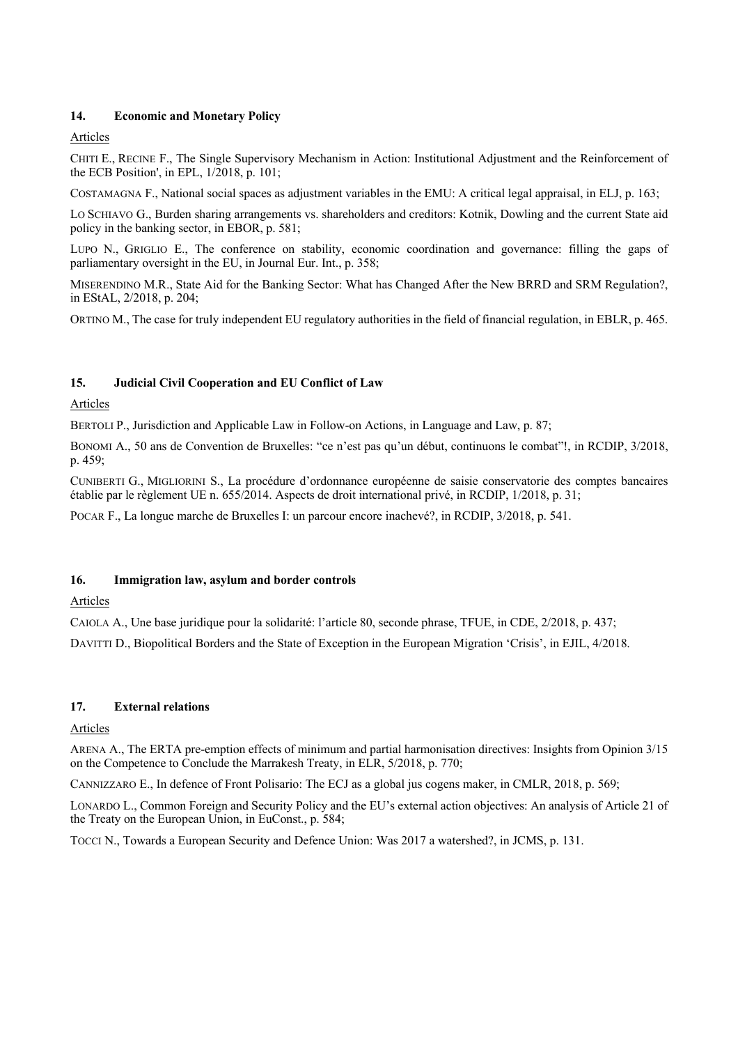### 14. Economic and Monetary Policy

Articles

CHITI E., RECINE F., The Single Supervisory Mechanism in Action: Institutional Adjustment and the Reinforcement of the ECB Position', in EPL, 1/2018, p. 101;

COSTAMAGNA F., National social spaces as adjustment variables in the EMU: A critical legal appraisal, in ELJ, p. 163;

LO SCHIAVO G., Burden sharing arrangements vs. shareholders and creditors: Kotnik, Dowling and the current State aid policy in the banking sector, in EBOR, p. 581;

LUPO N., GRIGLIO E., The conference on stability, economic coordination and governance: filling the gaps of parliamentary oversight in the EU, in Journal Eur. Int., p. 358;

MISERENDINO M.R., State Aid for the Banking Sector: What has Changed After the New BRRD and SRM Regulation?, in EStAL, 2/2018, p. 204;

ORTINO M., The case for truly independent EU regulatory authorities in the field of financial regulation, in EBLR, p. 465.

### 15. Judicial Civil Cooperation and EU Conflict of Law

Articles

BERTOLI P., Jurisdiction and Applicable Law in Follow-on Actions, in Language and Law, p. 87;

BONOMI A., 50 ans de Convention de Bruxelles: "ce n'est pas qu'un début, continuons le combat"!, in RCDIP, 3/2018, p. 459;

CUNIBERTI G., MIGLIORINI S., La procédure d'ordonnance européenne de saisie conservatorie des comptes bancaires établie par le règlement UE n. 655/2014. Aspects de droit international privé, in RCDIP, 1/2018, p. 31;

POCAR F., La longue marche de Bruxelles I: un parcour encore inachevé?, in RCDIP, 3/2018, p. 541.

### 16. Immigration law, asylum and border controls

Articles

CAIOLA A., Une base juridique pour la solidarité: l'article 80, seconde phrase, TFUE, in CDE, 2/2018, p. 437;

DAVITTI D., Biopolitical Borders and the State of Exception in the European Migration 'Crisis', in EJIL, 4/2018.

### 17. External relations

Articles

ARENA A., The ERTA pre-emption effects of minimum and partial harmonisation directives: Insights from Opinion 3/15 on the Competence to Conclude the Marrakesh Treaty, in ELR, 5/2018, p. 770;

CANNIZZARO E., In defence of Front Polisario: The ECJ as a global jus cogens maker, in CMLR, 2018, p. 569;

LONARDO L., Common Foreign and Security Policy and the EU's external action objectives: An analysis of Article 21 of the Treaty on the European Union, in EuConst., p. 584;

TOCCI N., Towards a European Security and Defence Union: Was 2017 a watershed?, in JCMS, p. 131.